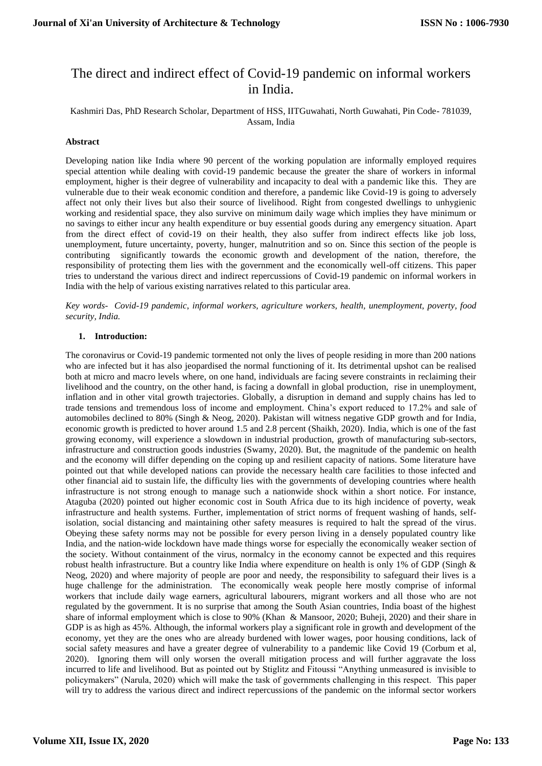# The direct and indirect effect of Covid-19 pandemic on informal workers in India.

Kashmiri Das, PhD Research Scholar, Department of HSS, IITGuwahati, North Guwahati, Pin Code- 781039, Assam, India

### Abstract

Developing nation like India where 90 percent of the working population are informally employed requires special attention while dealing with covid-19 pandemic because the greater the share of workers in informal employment, higher is their degree of vulnerability and incapacity to deal with a pandemic like this. They are vulnerable due to their weak economic condition and therefore, a pandemic like Covid-19 is going to adversely affect not only their lives but also their source of livelihood. Right from congested dwellings to unhygienic working and residential space, they also survive on minimum daily wage which implies they have minimum or no savings to either incur any health expenditure or buy essential goods during any emergency situation. Apart from the direct effect of covid-19 on their health, they also suffer from indirect effects like job loss, unemployment, future uncertainty, poverty, hunger, malnutrition and so on. Since this section of the people is contributing significantly towards the economic growth and development of the nation, therefore, the responsibility of protecting them lies with the government and the economically well-off citizens. This paper tries to understand the various direct and indirect repercussions of Covid-19 pandemic on informal workers in India with the help of various existing narratives related to this particular area.

*Key words- Covid-19 pandemic, informal workers, agriculture workers, health, unemployment, poverty, food security, India.*

## 1. Introduction:

The coronavirus or Covid-19 pandemic tormented not only the lives of people residing in more than 200 nations who are infected but it has also jeopardised the normal functioning of it. Its detrimental upshot can be realised both at micro and macro levels where, on one hand, individuals are facing severe constraints in reclaiming their livelihood and the country, on the other hand, is facing a downfall in global production, rise in unemployment, inflation and in other vital growth trajectories. Globally, a disruption in demand and supply chains has led to trade tensions and tremendous loss of income and employment. China's export reduced to 17.2% and sale of automobiles declined to 80% (Singh & Neog, 2020). Pakistan will witness negative GDP growth and for India, economic growth is predicted to hover around 1.5 and 2.8 percent (Shaikh, 2020). India, which is one of the fast growing economy, will experience a slowdown in industrial production, growth of manufacturing sub-sectors, infrastructure and construction goods industries (Swamy, 2020). But, the magnitude of the pandemic on health and the economy will differ depending on the coping up and resilient capacity of nations. Some literature have pointed out that while developed nations can provide the necessary health care facilities to those infected and other financial aid to sustain life, the difficulty lies with the governments of developing countries where health infrastructure is not strong enough to manage such a nationwide shock within a short notice. For instance, Ataguba (2020) pointed out higher economic cost in South Africa due to its high incidence of poverty, weak infrastructure and health systems. Further, implementation of strict norms of frequent washing of hands, self-isolation, social distancing and maintaining other safety measures is required to halt the spread of the virus. Obeying these safety norms may not be possible for every person living in a densely populated country like India, and the nation-wide lockdown have made things worse for especially the economically weaker section of the society. Without containment of the virus, normalcy in the economy cannot be expected and this requires robust health infrastructure. But a country like India where expenditure on health is only 1% of GDP (Singh & Neog, 2020) and where majority of people are poor and needy, the responsibility to safeguard their lives is a huge challenge for the administration. The economically weak people here mostly comprise of informal workers that include daily wage earners, agricultural labourers, migrant workers and all those who are not regulated by the government. It is no surprise that among the South Asian countries, India boast of the highest share of informal employment which is close to 90% (Khan & Mansoor, 2020; Buheji, 2020) and their share in GDP is as high as 45%. Although, the informal workers play a significant role in growth and development of the economy, yet they are the ones who are already burdened with lower wages, poor housing conditions, lack of social safety measures and have a greater degree of vulnerability to a pandemic like Covid 19 (Corbum et al, 2020). Ignoring them will only worsen the overall mitigation process and will further aggravate the loss incurred to life and livelihood. But as pointed out by Stiglitz and Fitoussi "Anything unmeasured is invisible to policymakers" (Narula, 2020) which will make the task of governments challenging in this respect. This paper will try to address the various direct and indirect repercussions of the pandemic on the informal sector workers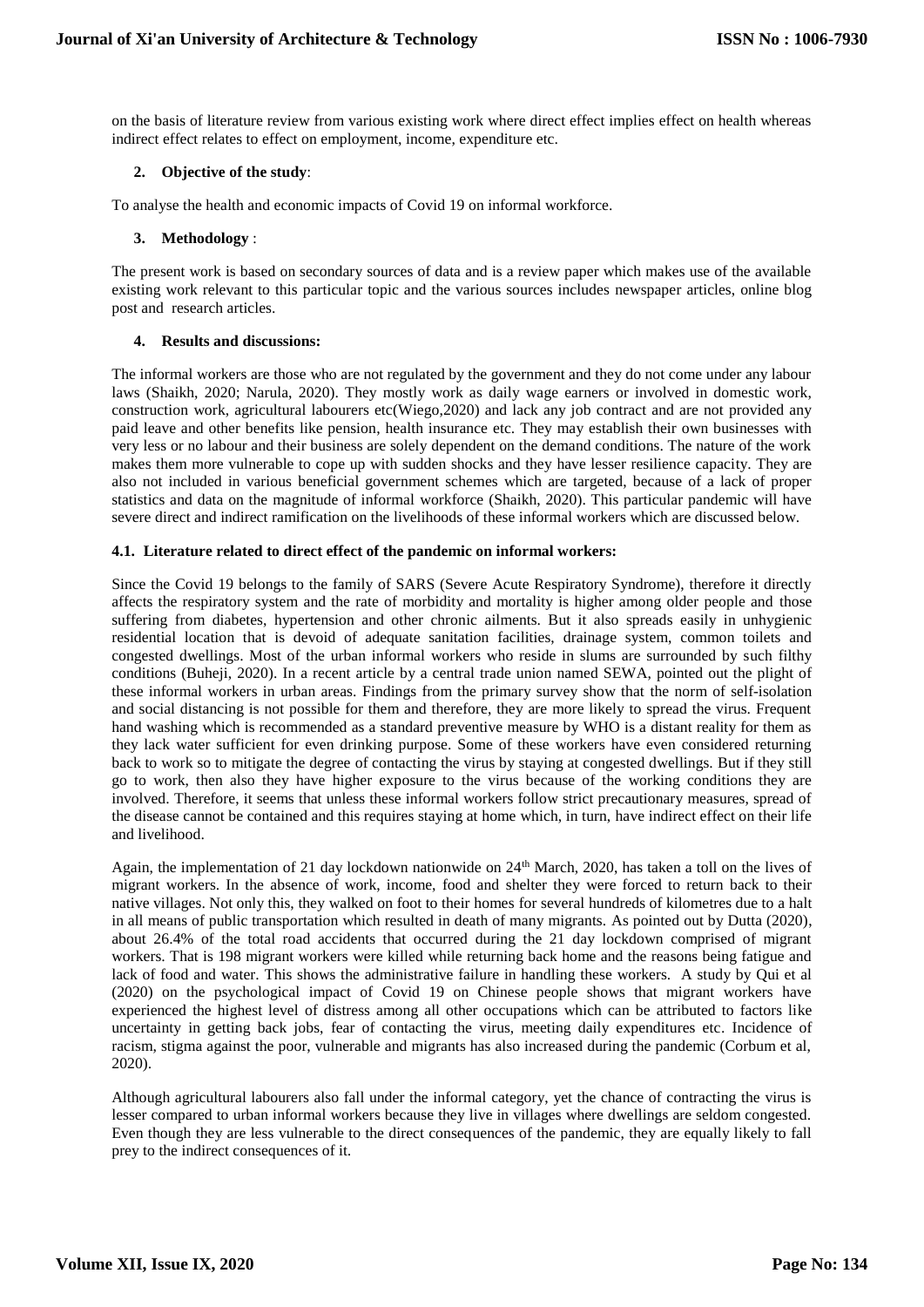on the basis of literature review from various existing work where direct effect implies effect on health whereas indirect effect relates to effect on employment, income, expenditure etc.

## 2. Objective of the study:

To analyse the health and economic impacts of Covid 19 on informal workforce.

## 3. Methodology :

The present work is based on secondary sources of data and is a review paper which makes use of the available existing work relevant to this particular topic and the various sources includes newspaper articles, online blog post and research articles.

## 4. Results and discussions:

The informal workers are those who are not regulated by the government and they do not come under any labour laws (Shaikh, 2020; Narula, 2020). They mostly work as daily wage earners or involved in domestic work, construction work, agricultural labourers etc(Wiego,2020) and lack any job contract and are not provided any paid leave and other benefits like pension, health insurance etc. They may establish their own businesses with very less or no labour and their business are solely dependent on the demand conditions. The nature of the work makes them more vulnerable to cope up with sudden shocks and they have lesser resilience capacity. They are also not included in various beneficial government schemes which are targeted, because of a lack of proper statistics and data on the magnitude of informal workforce (Shaikh, 2020). This particular pandemic will have severe direct and indirect ramification on the livelihoods of these informal workers which are discussed below.

### 4.1. Literature related to direct effect of the pandemic on informal workers:

Since the Covid 19 belongs to the family of SARS (Severe Acute Respiratory Syndrome), therefore it directly affects the respiratory system and the rate of morbidity and mortality is higher among older people and those suffering from diabetes, hypertension and other chronic ailments. But it also spreads easily in unhygienic residential location that is devoid of adequate sanitation facilities, drainage system, common toilets and congested dwellings. Most of the urban informal workers who reside in slums are surrounded by such filthy conditions (Buheji, 2020). In a recent article by a central trade union named SEWA, pointed out the plight of these informal workers in urban areas. Findings from the primary survey show that the norm of self-isolation and social distancing is not possible for them and therefore, they are more likely to spread the virus. Frequent hand washing which is recommended as a standard preventive measure by WHO is a distant reality for them as they lack water sufficient for even drinking purpose. Some of these workers have even considered returning back to work so to mitigate the degree of contacting the virus by staying at congested dwellings. But if they still go to work, then also they have higher exposure to the virus because of the working conditions they are involved. Therefore, it seems that unless these informal workers follow strict precautionary measures, spread of the disease cannot be contained and this requires staying at home which, in turn, have indirect effect on their life and livelihood.

Again, the implementation of 21 day lockdown nationwide on 24th March, 2020, has taken a toll on the lives of migrant workers. In the absence of work, income, food and shelter they were forced to return back to their native villages. Not only this, they walked on foot to their homes for several hundreds of kilometres due to a halt in all means of public transportation which resulted in death of many migrants. As pointed out by Dutta (2020), about 26.4% of the total road accidents that occurred during the 21 day lockdown comprised of migrant workers. That is 198 migrant workers were killed while returning back home and the reasons being fatigue and lack of food and water. This shows the administrative failure in handling these workers. A study by Qui et al (2020) on the psychological impact of Covid 19 on Chinese people shows that migrant workers have experienced the highest level of distress among all other occupations which can be attributed to factors like uncertainty in getting back jobs, fear of contacting the virus, meeting daily expenditures etc. Incidence of racism, stigma against the poor, vulnerable and migrants has also increased during the pandemic (Corbum et al, 2020).

Although agricultural labourers also fall under the informal category, yet the chance of contracting the virus is lesser compared to urban informal workers because they live in villages where dwellings are seldom congested. Even though they are less vulnerable to the direct consequences of the pandemic, they are equally likely to fall prey to the indirect consequences of it.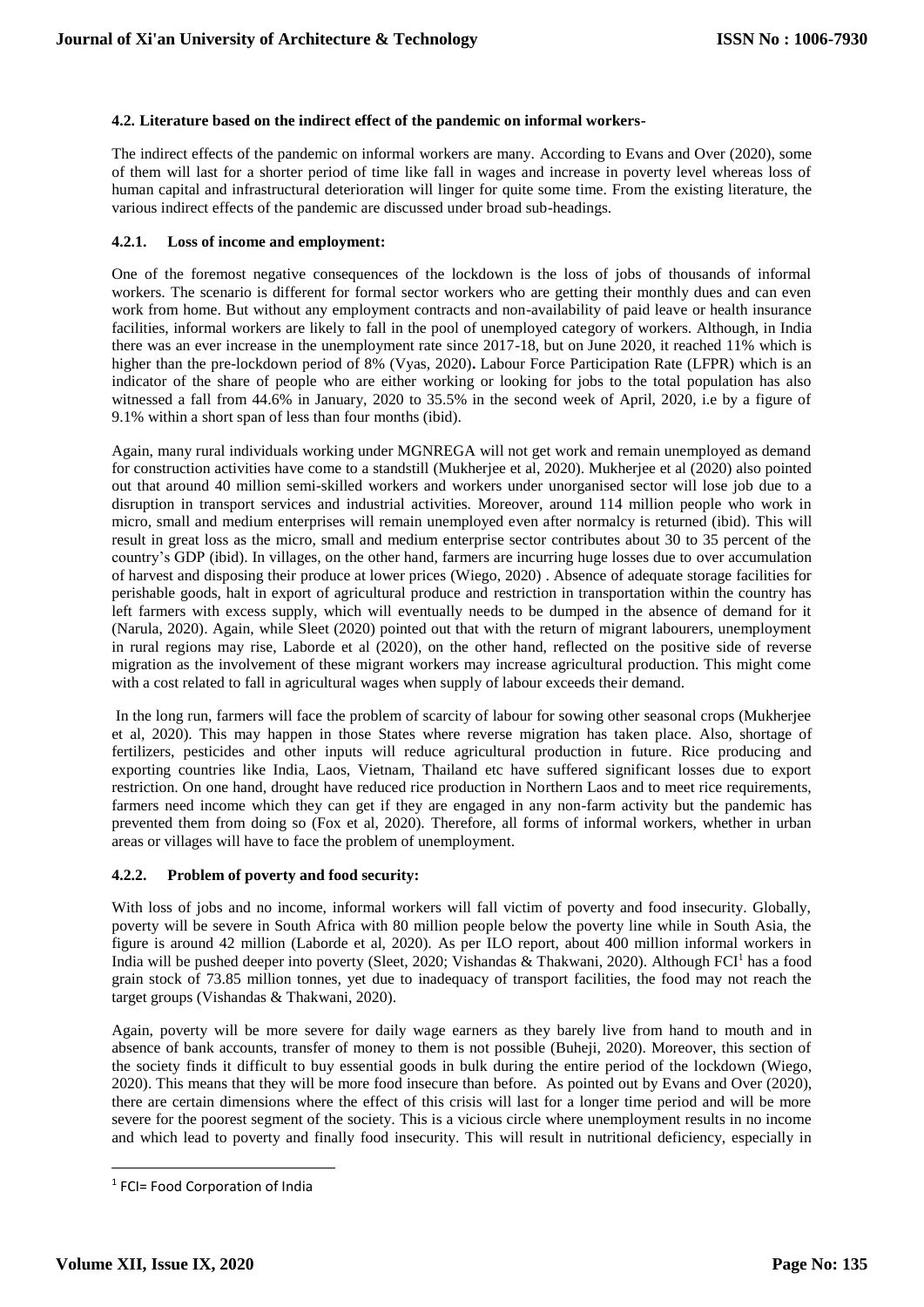### 4.2. Literature based on the indirect effect of the pandemic on informal workers-

The indirect effects of the pandemic on informal workers are many. According to Evans and Over (2020), some of them will last for a shorter period of time like fall in wages and increase in poverty level whereas loss of human capital and infrastructural deterioration will linger for quite some time. From the existing literature, the various indirect effects of the pandemic are discussed under broad sub-headings.

#### 4.2.1. Loss of income and employment:

One of the foremost negative consequences of the lockdown is the loss of jobs of thousands of informal workers. The scenario is different for formal sector workers who are getting their monthly dues and can even work from home. But without any employment contracts and non-availability of paid leave or health insurance facilities, informal workers are likely to fall in the pool of unemployed category of workers. Although, in India there was an ever increase in the unemployment rate since 2017-18, but on June 2020, it reached 11% which is higher than the pre-lockdown period of 8% (Vyas, 2020)**.** Labour Force Participation Rate (LFPR) which is an indicator of the share of people who are either working or looking for jobs to the total population has also witnessed a fall from 44.6% in January, 2020 to 35.5% in the second week of April, 2020, i.e by a figure of 9.1% within a short span of less than four months (ibid).

Again, many rural individuals working under MGNREGA will not get work and remain unemployed as demand for construction activities have come to a standstill (Mukherjee et al, 2020). Mukherjee et al (2020) also pointed out that around 40 million semi-skilled workers and workers under unorganised sector will lose job due to a disruption in transport services and industrial activities. Moreover, around 114 million people who work in micro, small and medium enterprises will remain unemployed even after normalcy is returned (ibid). This will result in great loss as the micro, small and medium enterprise sector contributes about 30 to 35 percent of the country's GDP (ibid). In villages, on the other hand, farmers are incurring huge losses due to over accumulation of harvest and disposing their produce at lower prices (Wiego, 2020) . Absence of adequate storage facilities for perishable goods, halt in export of agricultural produce and restriction in transportation within the country has left farmers with excess supply, which will eventually needs to be dumped in the absence of demand for it (Narula, 2020). Again, while Sleet (2020) pointed out that with the return of migrant labourers, unemployment in rural regions may rise, Laborde et al (2020), on the other hand, reflected on the positive side of reverse migration as the involvement of these migrant workers may increase agricultural production. This might come with a cost related to fall in agricultural wages when supply of labour exceeds their demand.

In the long run, farmers will face the problem of scarcity of labour for sowing other seasonal crops (Mukherjee et al, 2020). This may happen in those States where reverse migration has taken place. Also, shortage of fertilizers, pesticides and other inputs will reduce agricultural production in future. Rice producing and exporting countries like India, Laos, Vietnam, Thailand etc have suffered significant losses due to export restriction. On one hand, drought have reduced rice production in Northern Laos and to meet rice requirements, farmers need income which they can get if they are engaged in any non-farm activity but the pandemic has prevented them from doing so (Fox et al, 2020). Therefore, all forms of informal workers, whether in urban areas or villages will have to face the problem of unemployment.

#### 4.2.2. Problem of poverty and food security:

With loss of jobs and no income, informal workers will fall victim of poverty and food insecurity. Globally, poverty will be severe in South Africa with 80 million people below the poverty line while in South Asia, the figure is around 42 million (Laborde et al, 2020). As per ILO report, about 400 million informal workers in India will be pushed deeper into poverty (Sleet, 2020; Vishandas & Thakwani, 2020). Although FCI[1] has a food grain stock of 73.85 million tonnes, yet due to inadequacy of transport facilities, the food may not reach the target groups (Vishandas & Thakwani, 2020).

Again, poverty will be more severe for daily wage earners as they barely live from hand to mouth and in absence of bank accounts, transfer of money to them is not possible (Buheji, 2020). Moreover, this section of the society finds it difficult to buy essential goods in bulk during the entire period of the lockdown (Wiego, 2020). This means that they will be more food insecure than before. As pointed out by Evans and Over (2020), there are certain dimensions where the effect of this crisis will last for a longer time period and will be more severe for the poorest segment of the society. This is a vicious circle where unemployment results in no income and which lead to poverty and finally food insecurity. This will result in nutritional deficiency, especially in

[1] FCI= Food Corporation of India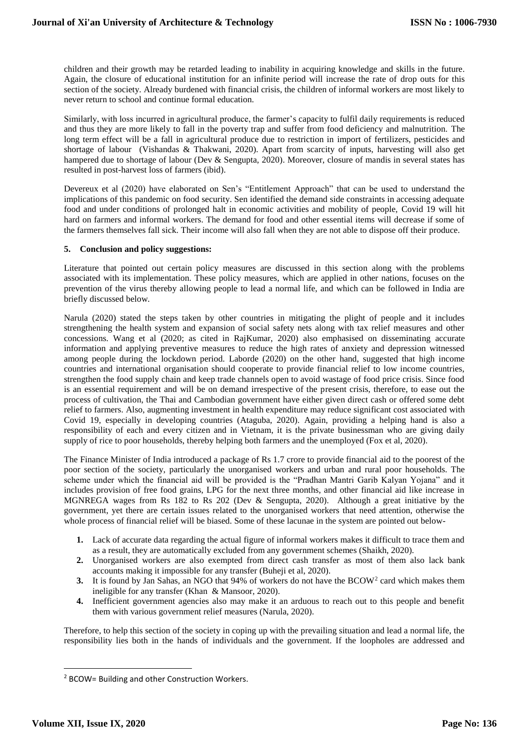children and their growth may be retarded leading to inability in acquiring knowledge and skills in the future. Again, the closure of educational institution for an infinite period will increase the rate of drop outs for this section of the society. Already burdened with financial crisis, the children of informal workers are most likely to never return to school and continue formal education.

Similarly, with loss incurred in agricultural produce, the farmer's capacity to fulfil daily requirements is reduced and thus they are more likely to fall in the poverty trap and suffer from food deficiency and malnutrition. The long term effect will be a fall in agricultural produce due to restriction in import of fertilizers, pesticides and shortage of labour (Vishandas & Thakwani, 2020). Apart from scarcity of inputs, harvesting will also get hampered due to shortage of labour (Dev & Sengupta, 2020). Moreover, closure of mandis in several states has resulted in post-harvest loss of farmers (ibid).

Devereux et al (2020) have elaborated on Sen's "Entitlement Approach" that can be used to understand the implications of this pandemic on food security. Sen identified the demand side constraints in accessing adequate food and under conditions of prolonged halt in economic activities and mobility of people, Covid 19 will hit hard on farmers and informal workers. The demand for food and other essential items will decrease if some of the farmers themselves fall sick. Their income will also fall when they are not able to dispose off their produce.

## 5. Conclusion and policy suggestions:

Literature that pointed out certain policy measures are discussed in this section along with the problems associated with its implementation. These policy measures, which are applied in other nations, focuses on the prevention of the virus thereby allowing people to lead a normal life, and which can be followed in India are briefly discussed below.

Narula (2020) stated the steps taken by other countries in mitigating the plight of people and it includes strengthening the health system and expansion of social safety nets along with tax relief measures and other concessions. Wang et al (2020; as cited in RajKumar, 2020) also emphasised on disseminating accurate information and applying preventive measures to reduce the high rates of anxiety and depression witnessed among people during the lockdown period. Laborde (2020) on the other hand, suggested that high income countries and international organisation should cooperate to provide financial relief to low income countries, strengthen the food supply chain and keep trade channels open to avoid wastage of food price crisis. Since food is an essential requirement and will be on demand irrespective of the present crisis, therefore, to ease out the process of cultivation, the Thai and Cambodian government have either given direct cash or offered some debt relief to farmers. Also, augmenting investment in health expenditure may reduce significant cost associated with Covid 19, especially in developing countries (Ataguba, 2020). Again, providing a helping hand is also a responsibility of each and every citizen and in Vietnam, it is the private businessman who are giving daily supply of rice to poor households, thereby helping both farmers and the unemployed (Fox et al, 2020).

The Finance Minister of India introduced a package of Rs 1.7 crore to provide financial aid to the poorest of the poor section of the society, particularly the unorganised workers and urban and rural poor households. The scheme under which the financial aid will be provided is the "Pradhan Mantri Garib Kalyan Yojana" and it includes provision of free food grains, LPG for the next three months, and other financial aid like increase in MGNREGA wages from Rs 182 to Rs 202 (Dev & Sengupta, 2020). Although a great initiative by the government, yet there are certain issues related to the unorganised workers that need attention, otherwise the whole process of financial relief will be biased. Some of these lacunae in the system are pointed out below-

1. Lack of accurate data regarding the actual figure of informal workers makes it difficult to trace them and as a result, they are automatically excluded from any government schemes (Shaikh, 2020).
2. Unorganised workers are also exempted from direct cash transfer as most of them also lack bank accounts making it impossible for any transfer (Buheji et al, 2020).
3. It is found by Jan Sahas, an NGO that 94% of workers do not have the BCOW[2] card which makes them ineligible for any transfer (Khan & Mansoor, 2020).
4. Inefficient government agencies also may make it an arduous to reach out to this people and benefit them with various government relief measures (Narula, 2020).

Therefore, to help this section of the society in coping up with the prevailing situation and lead a normal life, the responsibility lies both in the hands of individuals and the government. If the loopholes are addressed and

[2] BCOW= Building and other Construction Workers.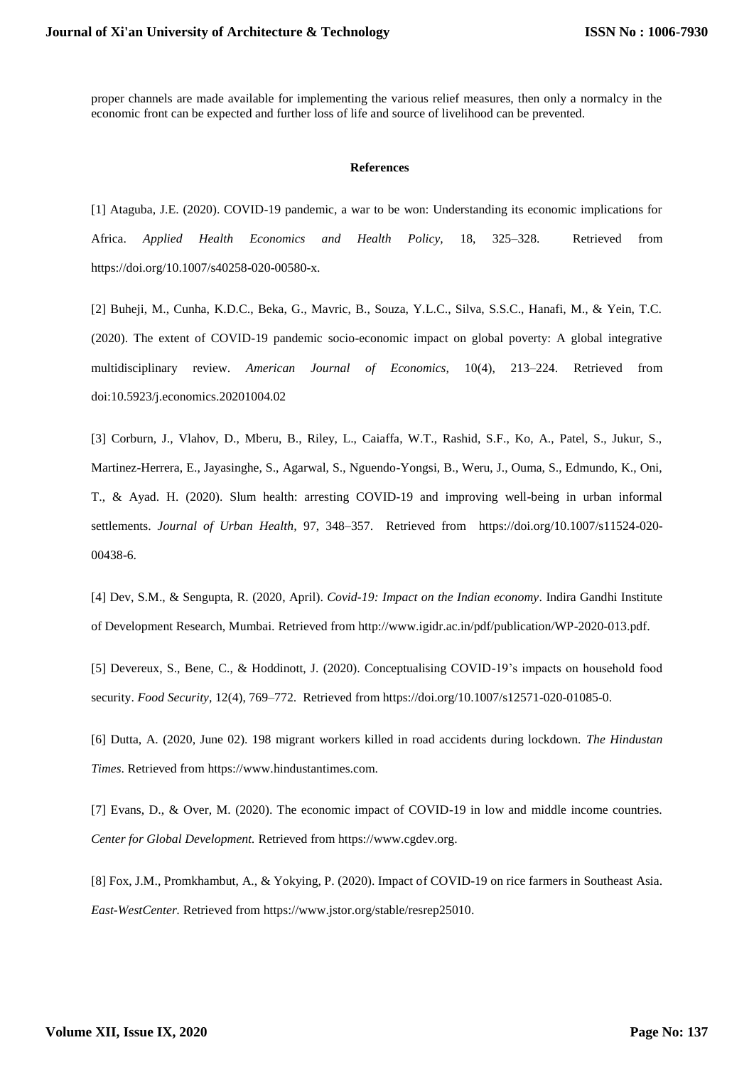proper channels are made available for implementing the various relief measures, then only a normalcy in the economic front can be expected and further loss of life and source of livelihood can be prevented.

## References

[1] Ataguba, J.E. (2020). COVID-19 pandemic, a war to be won: Understanding its economic implications for Africa. *Applied Health Economics and Health Policy,* 18, 325–328. Retrieved from https://doi.org/10.1007/s40258-020-00580-x.

[2] Buheji, M., Cunha, K.D.C., Beka, G., Mavric, B., Souza, Y.L.C., Silva, S.S.C., Hanafi, M., & Yein, T.C. (2020). The extent of COVID-19 pandemic socio-economic impact on global poverty: A global integrative multidisciplinary review. *American Journal of Economics,* 10(4), 213–224. Retrieved from doi:10.5923/j.economics.20201004.02

[3] Corburn, J., Vlahov, D., Mberu, B., Riley, L., Caiaffa, W.T., Rashid, S.F., Ko, A., Patel, S., Jukur, S., Martinez-Herrera, E., Jayasinghe, S., Agarwal, S., Nguendo-Yongsi, B., Weru, J., Ouma, S., Edmundo, K., Oni, T., & Ayad. H. (2020). Slum health: arresting COVID-19 and improving well-being in urban informal settlements. *Journal of Urban Health,* 97, 348–357. Retrieved from https://doi.org/10.1007/s11524-020-00438-6.

[4] Dev, S.M., & Sengupta, R. (2020, April). *Covid-19: Impact on the Indian economy*. Indira Gandhi Institute of Development Research, Mumbai. Retrieved from http://www.igidr.ac.in/pdf/publication/WP-2020-013.pdf.

[5] Devereux, S., Bene, C., & Hoddinott, J. (2020). Conceptualising COVID-19's impacts on household food security. *Food Security,* 12(4), 769–772. Retrieved from https://doi.org/10.1007/s12571-020-01085-0.

[6] Dutta, A. (2020, June 02). 198 migrant workers killed in road accidents during lockdown. *The Hindustan Times*. Retrieved from https://www.hindustantimes.com.

[7] Evans, D., & Over, M. (2020). The economic impact of COVID-19 in low and middle income countries. *Center for Global Development.* Retrieved from https://www.cgdev.org.

[8] Fox, J.M., Promkhambut, A., & Yokying, P. (2020). Impact of COVID-19 on rice farmers in Southeast Asia. *East-WestCenter.* Retrieved from https://www.jstor.org/stable/resrep25010.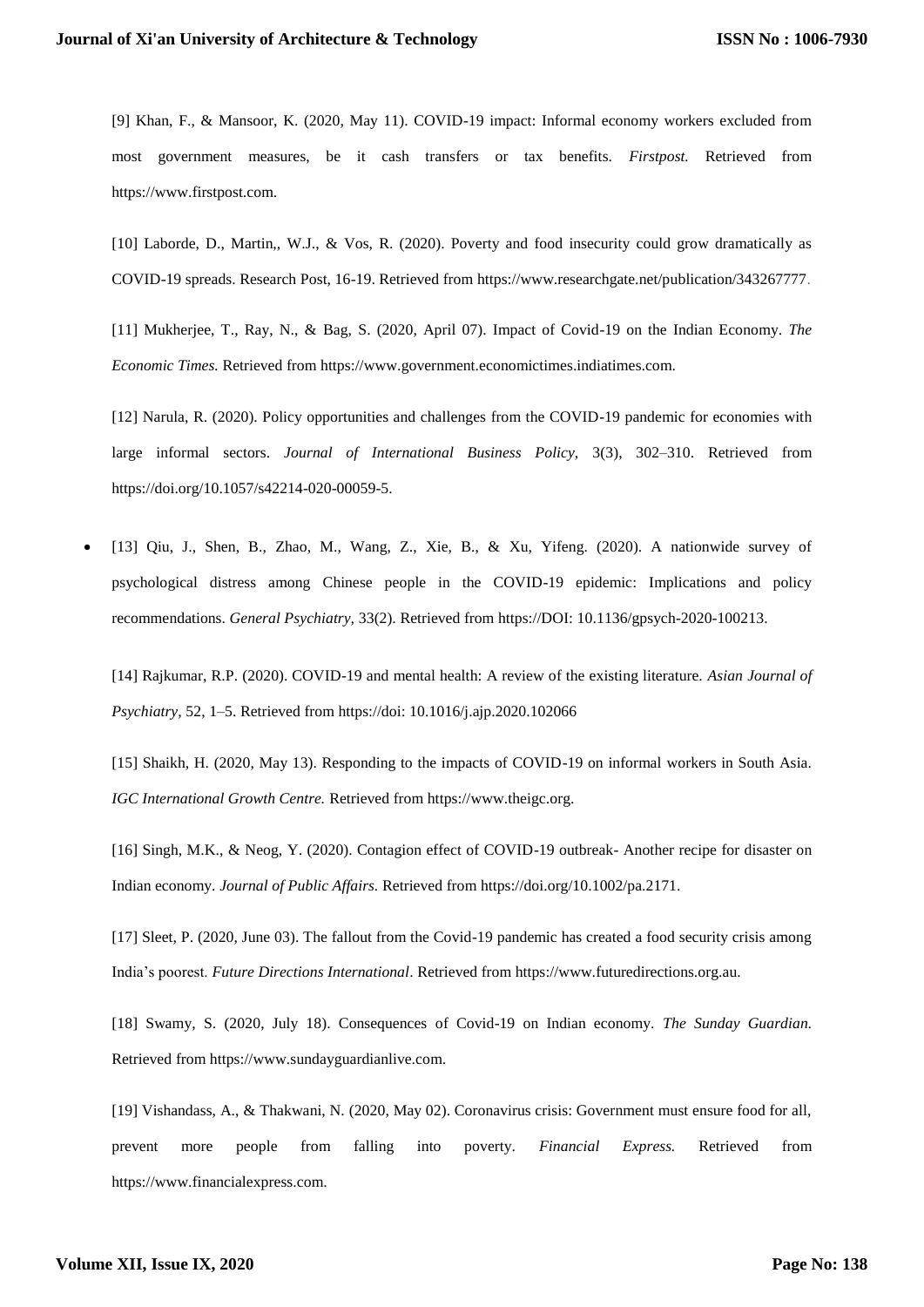[9] Khan, F., & Mansoor, K. (2020, May 11). COVID-19 impact: Informal economy workers excluded from most government measures, be it cash transfers or tax benefits. *Firstpost.* Retrieved from https://www.firstpost.com.

[10] Laborde, D., Martin,, W.J., & Vos, R. (2020). Poverty and food insecurity could grow dramatically as COVID-19 spreads. Research Post, 16-19. Retrieved from https://www.researchgate.net/publication/343267777.

[11] Mukherjee, T., Ray, N., & Bag, S. (2020, April 07). Impact of Covid-19 on the Indian Economy. *The Economic Times.* Retrieved from https://www.government.economictimes.indiatimes.com.

[12] Narula, R. (2020). Policy opportunities and challenges from the COVID-19 pandemic for economies with large informal sectors. *Journal of International Business Policy,* 3(3), 302–310. Retrieved from https://doi.org/10.1057/s42214-020-00059-5.

- [13] Qiu, J., Shen, B., Zhao, M., Wang, Z., Xie, B., & Xu, Yifeng. (2020). A nationwide survey of psychological distress among Chinese people in the COVID-19 epidemic: Implications and policy recommendations. *General Psychiatry,* 33(2). Retrieved from https://DOI: 10.1136/gpsych-2020-100213.

[14] Rajkumar, R.P. (2020). COVID-19 and mental health: A review of the existing literature. *Asian Journal of Psychiatry,* 52, 1–5. Retrieved from https://doi: 10.1016/j.ajp.2020.102066

[15] Shaikh, H. (2020, May 13). Responding to the impacts of COVID-19 on informal workers in South Asia. *IGC International Growth Centre.* Retrieved from https://www.theigc.org.

[16] Singh, M.K., & Neog, Y. (2020). Contagion effect of COVID-19 outbreak- Another recipe for disaster on Indian economy. *Journal of Public Affairs.* Retrieved from https://doi.org/10.1002/pa.2171.

[17] Sleet, P. (2020, June 03). The fallout from the Covid-19 pandemic has created a food security crisis among India's poorest. *Future Directions International*. Retrieved from https://www.futuredirections.org.au.

[18] Swamy, S. (2020, July 18). Consequences of Covid-19 on Indian economy. *The Sunday Guardian.* Retrieved from https://www.sundayguardianlive.com.

[19] Vishandass, A., & Thakwani, N. (2020, May 02). Coronavirus crisis: Government must ensure food for all, prevent more people from falling into poverty. *Financial Express.* Retrieved from https://www.financialexpress.com.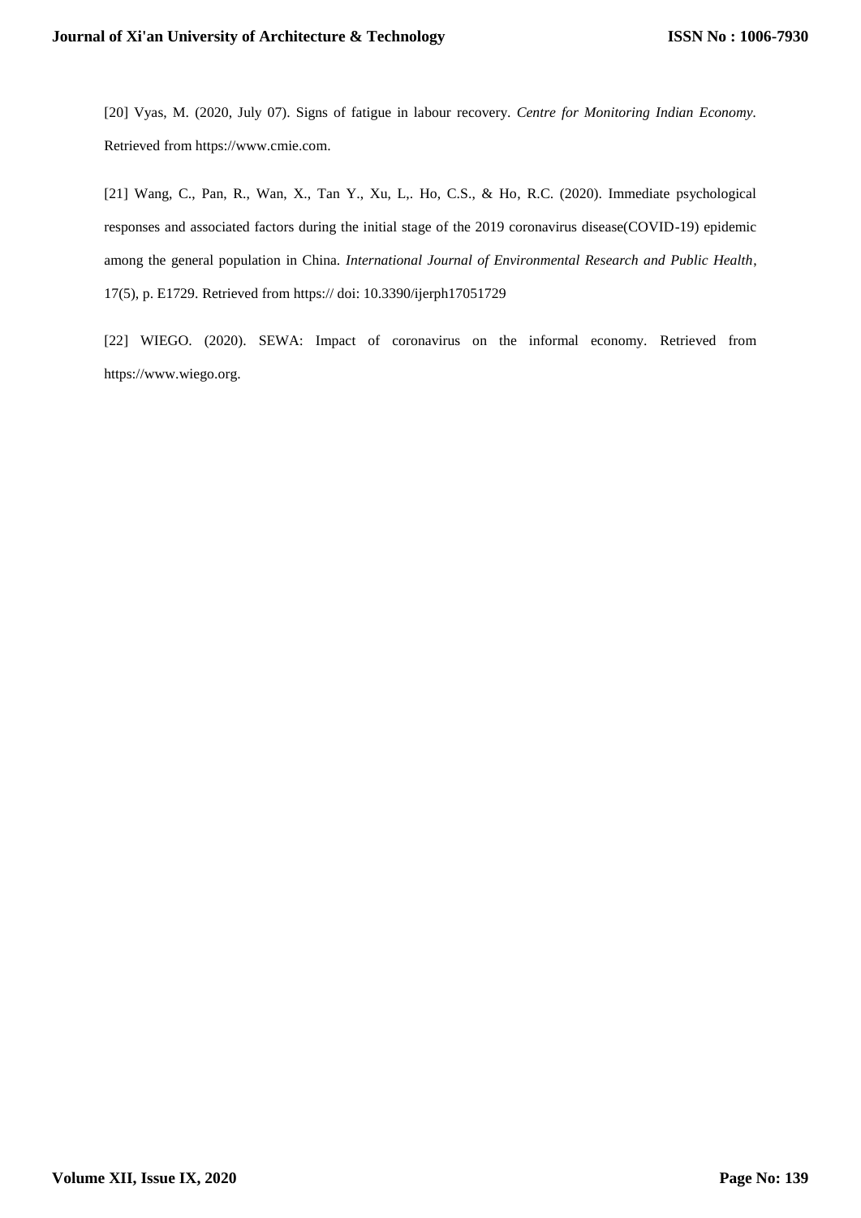[20] Vyas, M. (2020, July 07). Signs of fatigue in labour recovery. *Centre for Monitoring Indian Economy*. Retrieved from https://www.cmie.com.

[21] Wang, C., Pan, R., Wan, X., Tan Y., Xu, L,. Ho, C.S., & Ho, R.C. (2020). Immediate psychological responses and associated factors during the initial stage of the 2019 coronavirus disease(COVID-19) epidemic among the general population in China. *International Journal of Environmental Research and Public Health*, 17(5), p. E1729. Retrieved from https:// doi: 10.3390/ijerph17051729

[22] WIEGO. (2020). SEWA: Impact of coronavirus on the informal economy. Retrieved from https://www.wiego.org.